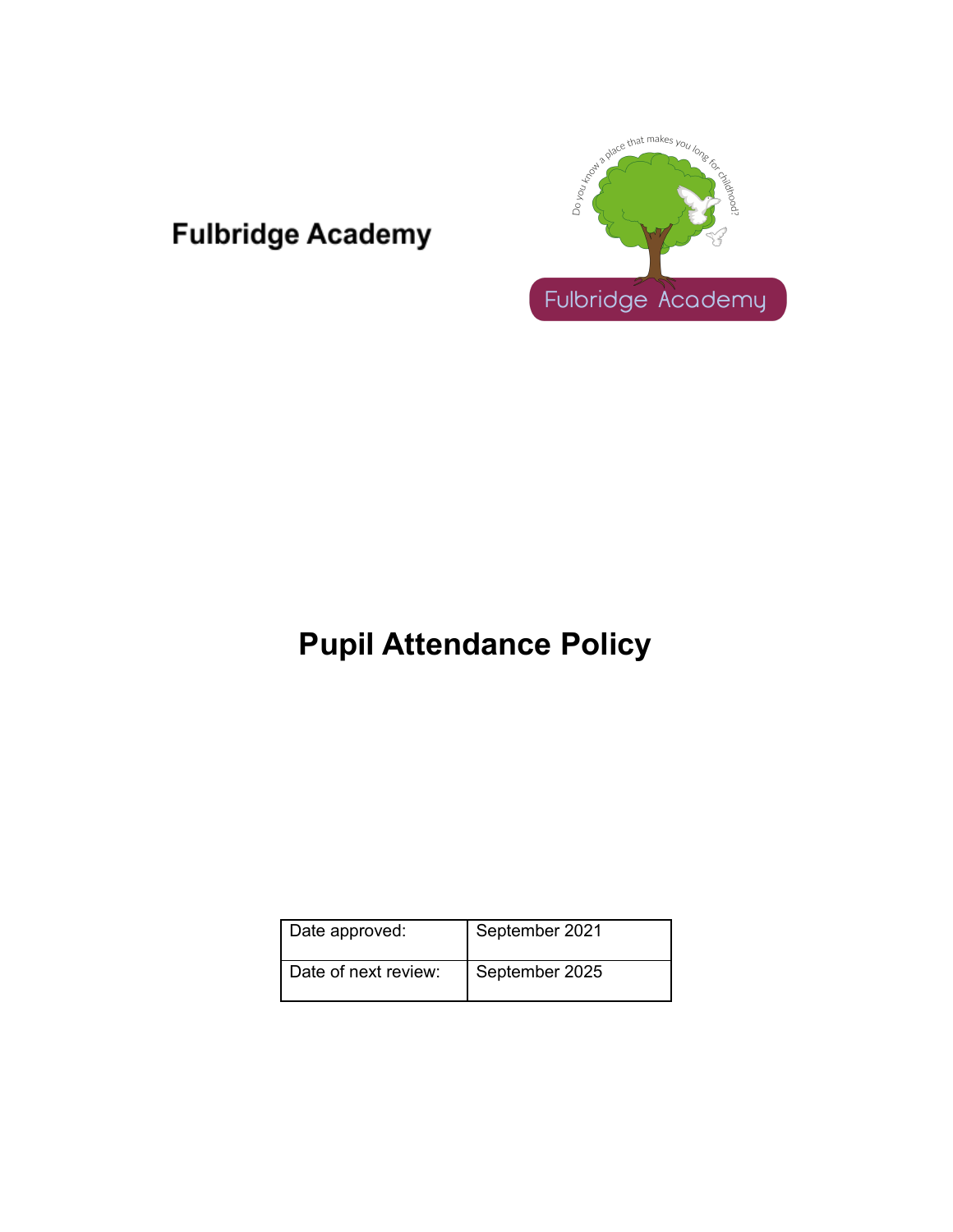Fulbridge Academy

# Pupil Attendance Policy

| Date approved: | September 2021 |
|---|---|
| Date of next review: | September 2025 |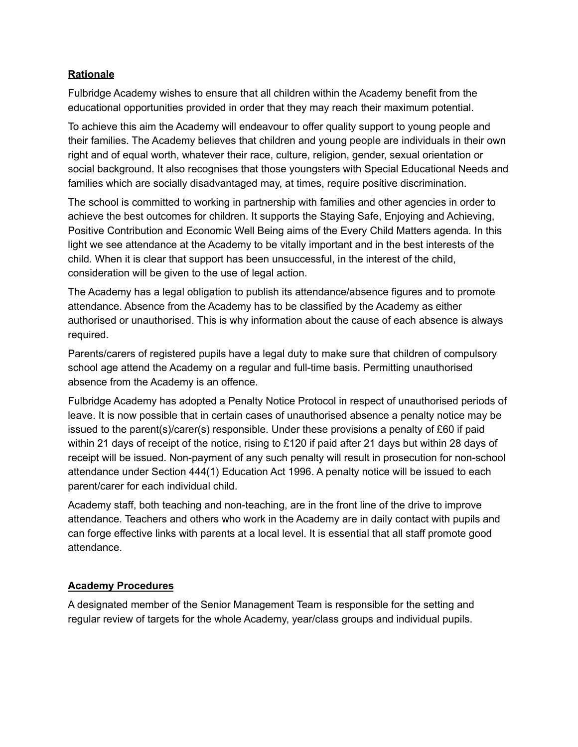**Rationale**

Fulbridge Academy wishes to ensure that all children within the Academy benefit from the educational opportunities provided in order that they may reach their maximum potential.

To achieve this aim the Academy will endeavour to offer quality support to young people and their families. The Academy believes that children and young people are individuals in their own right and of equal worth, whatever their race, culture, religion, gender, sexual orientation or social background. It also recognises that those youngsters with Special Educational Needs and families which are socially disadvantaged may, at times, require positive discrimination.

The school is committed to working in partnership with families and other agencies in order to achieve the best outcomes for children. It supports the Staying Safe, Enjoying and Achieving, Positive Contribution and Economic Well Being aims of the Every Child Matters agenda. In this light we see attendance at the Academy to be vitally important and in the best interests of the child. When it is clear that support has been unsuccessful, in the interest of the child, consideration will be given to the use of legal action.

The Academy has a legal obligation to publish its attendance/absence figures and to promote attendance. Absence from the Academy has to be classified by the Academy as either authorised or unauthorised. This is why information about the cause of each absence is always required.

Parents/carers of registered pupils have a legal duty to make sure that children of compulsory school age attend the Academy on a regular and full-time basis. Permitting unauthorised absence from the Academy is an offence.

Fulbridge Academy has adopted a Penalty Notice Protocol in respect of unauthorised periods of leave. It is now possible that in certain cases of unauthorised absence a penalty notice may be issued to the parent(s)/carer(s) responsible. Under these provisions a penalty of £60 if paid within 21 days of receipt of the notice, rising to £120 if paid after 21 days but within 28 days of receipt will be issued. Non-payment of any such penalty will result in prosecution for non-school attendance under Section 444(1) Education Act 1996. A penalty notice will be issued to each parent/carer for each individual child.

Academy staff, both teaching and non-teaching, are in the front line of the drive to improve attendance. Teachers and others who work in the Academy are in daily contact with pupils and can forge effective links with parents at a local level. It is essential that all staff promote good attendance.

**Academy Procedures**

A designated member of the Senior Management Team is responsible for the setting and regular review of targets for the whole Academy, year/class groups and individual pupils.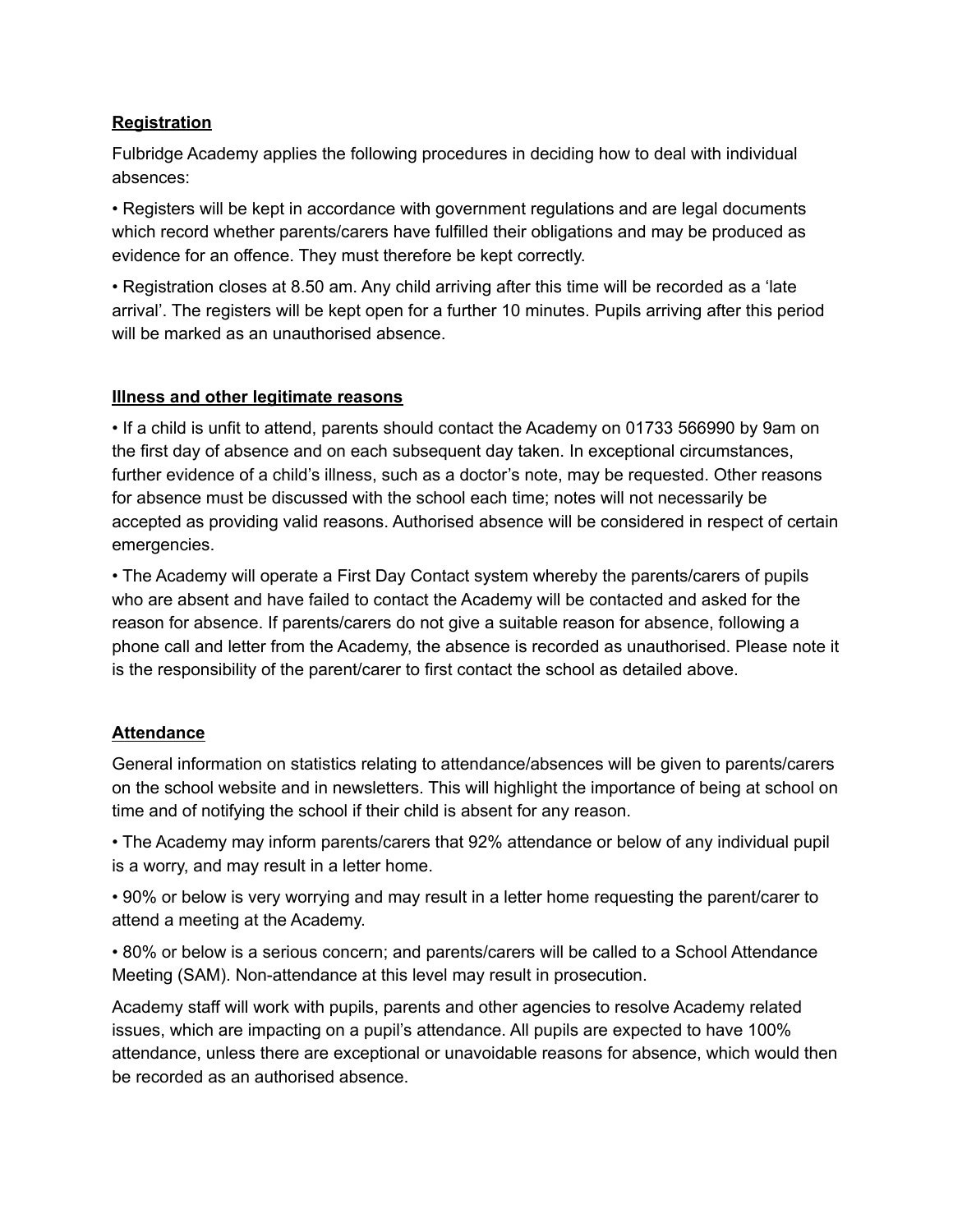## Registration

Fulbridge Academy applies the following procedures in deciding how to deal with individual absences:

- Registers will be kept in accordance with government regulations and are legal documents which record whether parents/carers have fulfilled their obligations and may be produced as evidence for an offence. They must therefore be kept correctly.
- Registration closes at 8.50 am. Any child arriving after this time will be recorded as a 'late arrival'. The registers will be kept open for a further 10 minutes. Pupils arriving after this period will be marked as an unauthorised absence.

## Illness and other legitimate reasons

- If a child is unfit to attend, parents should contact the Academy on 01733 566990 by 9am on the first day of absence and on each subsequent day taken. In exceptional circumstances, further evidence of a child's illness, such as a doctor's note, may be requested. Other reasons for absence must be discussed with the school each time; notes will not necessarily be accepted as providing valid reasons. Authorised absence will be considered in respect of certain emergencies.
- The Academy will operate a First Day Contact system whereby the parents/carers of pupils who are absent and have failed to contact the Academy will be contacted and asked for the reason for absence. If parents/carers do not give a suitable reason for absence, following a phone call and letter from the Academy, the absence is recorded as unauthorised. Please note it is the responsibility of the parent/carer to first contact the school as detailed above.

## Attendance

General information on statistics relating to attendance/absences will be given to parents/carers on the school website and in newsletters. This will highlight the importance of being at school on time and of notifying the school if their child is absent for any reason.

- The Academy may inform parents/carers that 92% attendance or below of any individual pupil is a worry, and may result in a letter home.
- 90% or below is very worrying and may result in a letter home requesting the parent/carer to attend a meeting at the Academy.
- 80% or below is a serious concern; and parents/carers will be called to a School Attendance Meeting (SAM). Non-attendance at this level may result in prosecution.

Academy staff will work with pupils, parents and other agencies to resolve Academy related issues, which are impacting on a pupil's attendance. All pupils are expected to have 100% attendance, unless there are exceptional or unavoidable reasons for absence, which would then be recorded as an authorised absence.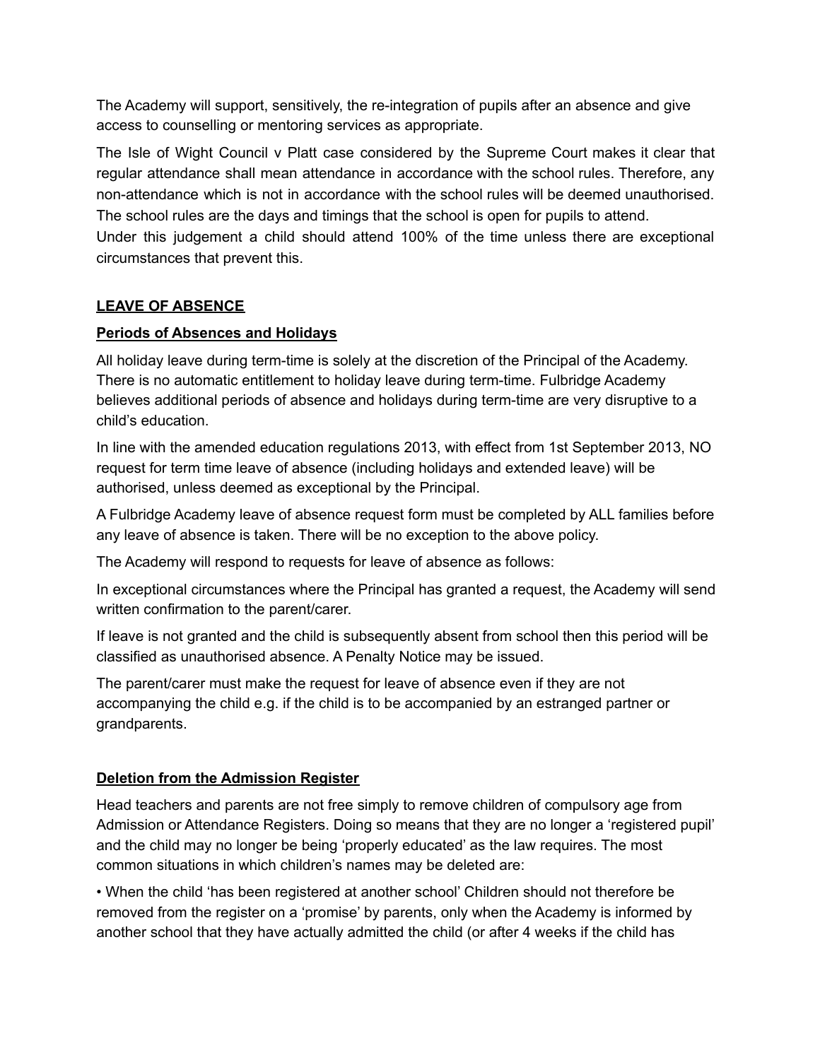The Academy will support, sensitively, the re-integration of pupils after an absence and give access to counselling or mentoring services as appropriate.

The Isle of Wight Council v Platt case considered by the Supreme Court makes it clear that regular attendance shall mean attendance in accordance with the school rules. Therefore, any non-attendance which is not in accordance with the school rules will be deemed unauthorised. The school rules are the days and timings that the school is open for pupils to attend.
Under this judgement a child should attend 100% of the time unless there are exceptional circumstances that prevent this.

## LEAVE OF ABSENCE

### Periods of Absences and Holidays

All holiday leave during term-time is solely at the discretion of the Principal of the Academy. There is no automatic entitlement to holiday leave during term-time. Fulbridge Academy believes additional periods of absence and holidays during term-time are very disruptive to a child's education.

In line with the amended education regulations 2013, with effect from 1st September 2013, NO request for term time leave of absence (including holidays and extended leave) will be authorised, unless deemed as exceptional by the Principal.

A Fulbridge Academy leave of absence request form must be completed by ALL families before any leave of absence is taken. There will be no exception to the above policy.

The Academy will respond to requests for leave of absence as follows:

In exceptional circumstances where the Principal has granted a request, the Academy will send written confirmation to the parent/carer.

If leave is not granted and the child is subsequently absent from school then this period will be classified as unauthorised absence. A Penalty Notice may be issued.

The parent/carer must make the request for leave of absence even if they are not accompanying the child e.g. if the child is to be accompanied by an estranged partner or grandparents.

### Deletion from the Admission Register

Head teachers and parents are not free simply to remove children of compulsory age from Admission or Attendance Registers. Doing so means that they are no longer a 'registered pupil' and the child may no longer be being 'properly educated' as the law requires. The most common situations in which children's names may be deleted are:

• When the child 'has been registered at another school' Children should not therefore be removed from the register on a 'promise' by parents, only when the Academy is informed by another school that they have actually admitted the child (or after 4 weeks if the child has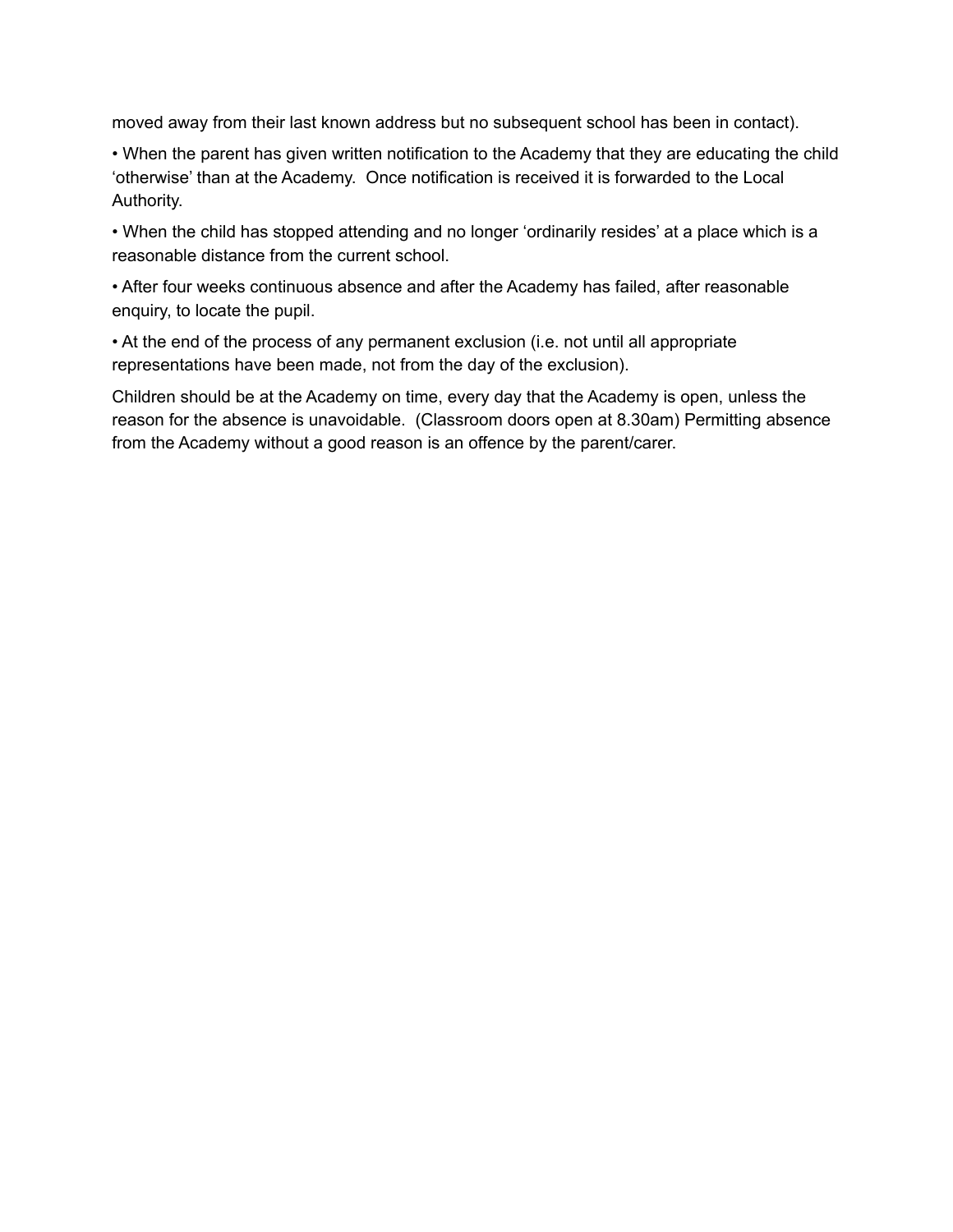moved away from their last known address but no subsequent school has been in contact).

- When the parent has given written notification to the Academy that they are educating the child 'otherwise' than at the Academy. Once notification is received it is forwarded to the Local Authority.
- When the child has stopped attending and no longer 'ordinarily resides' at a place which is a reasonable distance from the current school.
- After four weeks continuous absence and after the Academy has failed, after reasonable enquiry, to locate the pupil.
- At the end of the process of any permanent exclusion (i.e. not until all appropriate representations have been made, not from the day of the exclusion).

Children should be at the Academy on time, every day that the Academy is open, unless the reason for the absence is unavoidable. (Classroom doors open at 8.30am) Permitting absence from the Academy without a good reason is an offence by the parent/carer.